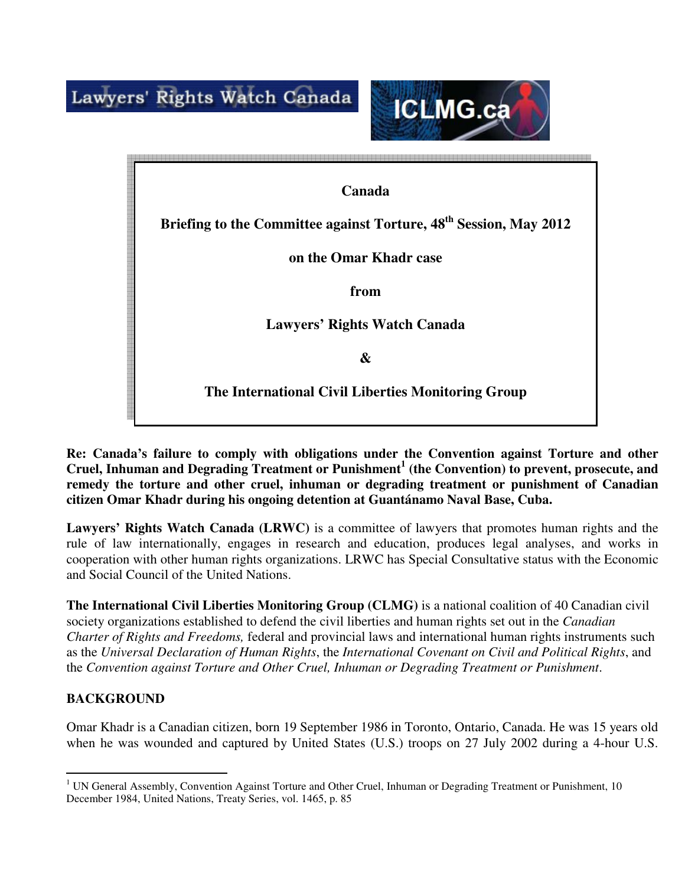Lawyers' Rights Watch Canada

ICLMG.ca

**Canada**

**Briefing to the Committee against Torture, 48th Session, May 2012**

**on the Omar Khadr case**

**from**

**Lawyers' Rights Watch Canada**

**&**

**The International Civil Liberties Monitoring Group**

**Re: Canada's failure to comply with obligations under the Convention against Torture and other Cruel, Inhuman and Degrading Treatment or Punishment[1] (the Convention) to prevent, prosecute, and remedy the torture and other cruel, inhuman or degrading treatment or punishment of Canadian citizen Omar Khadr during his ongoing detention at Guantánamo Naval Base, Cuba.**

**Lawyers' Rights Watch Canada (LRWC)** is a committee of lawyers that promotes human rights and the rule of law internationally, engages in research and education, produces legal analyses, and works in cooperation with other human rights organizations. LRWC has Special Consultative status with the Economic and Social Council of the United Nations.

**The International Civil Liberties Monitoring Group (CLMG)** is a national coalition of 40 Canadian civil society organizations established to defend the civil liberties and human rights set out in the *Canadian Charter of Rights and Freedoms,* federal and provincial laws and international human rights instruments such as the *Universal Declaration of Human Rights*, the *International Covenant on Civil and Political Rights*, and the *Convention against Torture and Other Cruel, Inhuman or Degrading Treatment or Punishment*.

## BACKGROUND

Omar Khadr is a Canadian citizen, born 19 September 1986 in Toronto, Ontario, Canada. He was 15 years old when he was wounded and captured by United States (U.S.) troops on 27 July 2002 during a 4-hour U.S.

---

[1] UN General Assembly, Convention Against Torture and Other Cruel, Inhuman or Degrading Treatment or Punishment, 10 December 1984, United Nations, Treaty Series, vol. 1465, p. 85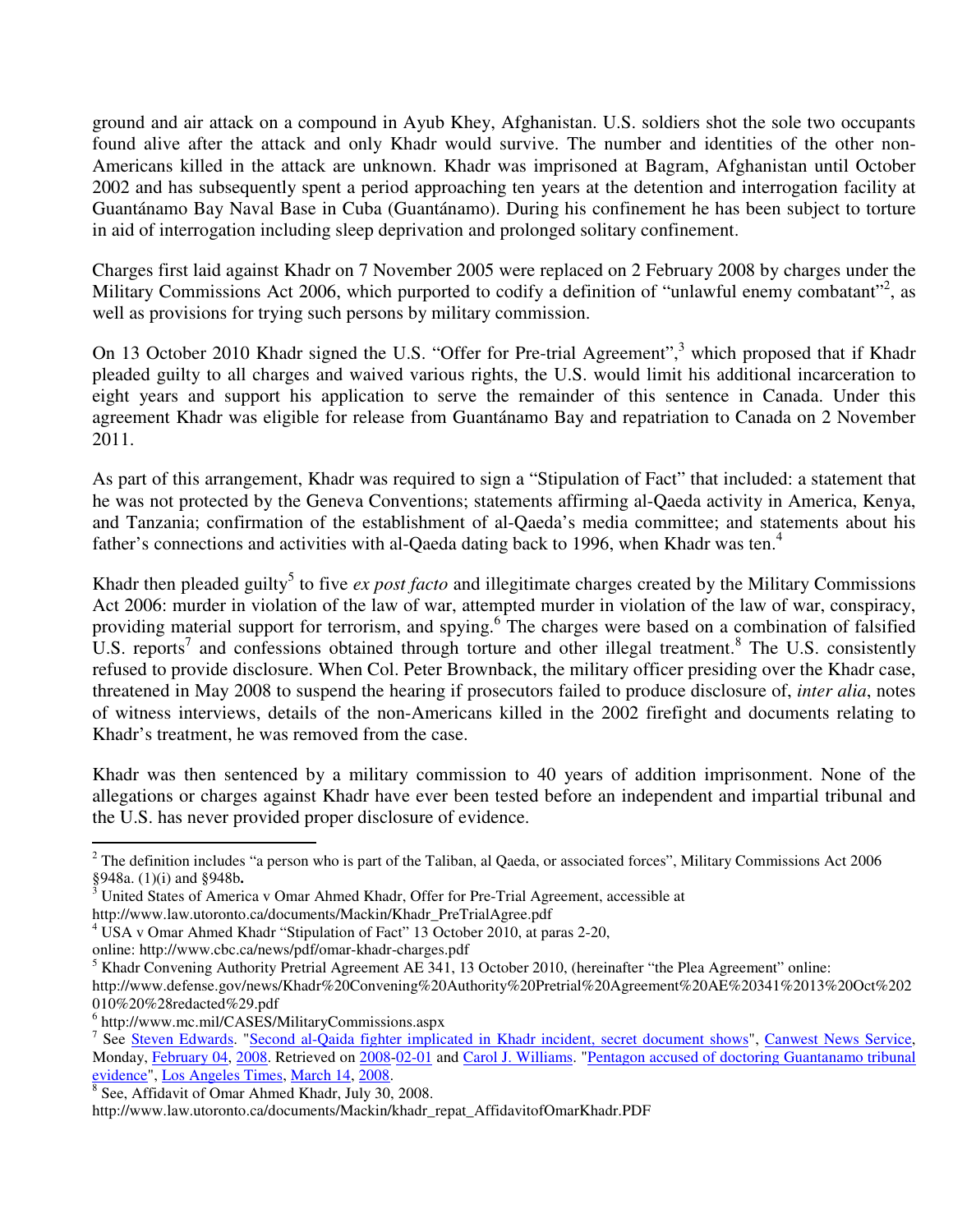ground and air attack on a compound in Ayub Khey, Afghanistan. U.S. soldiers shot the sole two occupants found alive after the attack and only Khadr would survive. The number and identities of the other non-Americans killed in the attack are unknown. Khadr was imprisoned at Bagram, Afghanistan until October 2002 and has subsequently spent a period approaching ten years at the detention and interrogation facility at Guantánamo Bay Naval Base in Cuba (Guantánamo). During his confinement he has been subject to torture in aid of interrogation including sleep deprivation and prolonged solitary confinement.

Charges first laid against Khadr on 7 November 2005 were replaced on 2 February 2008 by charges under the Military Commissions Act 2006, which purported to codify a definition of "unlawful enemy combatant"[2], as well as provisions for trying such persons by military commission.

On 13 October 2010 Khadr signed the U.S. "Offer for Pre-trial Agreement",[3] which proposed that if Khadr pleaded guilty to all charges and waived various rights, the U.S. would limit his additional incarceration to eight years and support his application to serve the remainder of this sentence in Canada. Under this agreement Khadr was eligible for release from Guantánamo Bay and repatriation to Canada on 2 November 2011.

As part of this arrangement, Khadr was required to sign a "Stipulation of Fact" that included: a statement that he was not protected by the Geneva Conventions; statements affirming al-Qaeda activity in America, Kenya, and Tanzania; confirmation of the establishment of al-Qaeda's media committee; and statements about his father's connections and activities with al-Qaeda dating back to 1996, when Khadr was ten.[4]

Khadr then pleaded guilty[5] to five *ex post facto* and illegitimate charges created by the Military Commissions Act 2006: murder in violation of the law of war, attempted murder in violation of the law of war, conspiracy, providing material support for terrorism, and spying.[6] The charges were based on a combination of falsified U.S. reports[7] and confessions obtained through torture and other illegal treatment.[8] The U.S. consistently refused to provide disclosure. When Col. Peter Brownback, the military officer presiding over the Khadr case, threatened in May 2008 to suspend the hearing if prosecutors failed to produce disclosure of, *inter alia*, notes of witness interviews, details of the non-Americans killed in the 2002 firefight and documents relating to Khadr's treatment, he was removed from the case.

Khadr was then sentenced by a military commission to 40 years of addition imprisonment. None of the allegations or charges against Khadr have ever been tested before an independent and impartial tribunal and the U.S. has never provided proper disclosure of evidence.

---

[2] The definition includes "a person who is part of the Taliban, al Qaeda, or associated forces", Military Commissions Act 2006 §948a. (1)(i) and §948b**.**

[3] United States of America v Omar Ahmed Khadr, Offer for Pre-Trial Agreement, accessible at http://www.law.utoronto.ca/documents/Mackin/Khadr_PreTrialAgree.pdf

[4] USA v Omar Ahmed Khadr "Stipulation of Fact" 13 October 2010, at paras 2-20, online: http://www.cbc.ca/news/pdf/omar-khadr-charges.pdf

[5] Khadr Convening Authority Pretrial Agreement AE 341, 13 October 2010, (hereinafter "the Plea Agreement" online: http://www.defense.gov/news/Khadr%20Convening%20Authority%20Pretrial%20Agreement%20AE%20341%2013%20Oct%202010%20%28redacted%29.pdf

[6] http://www.mc.mil/CASES/MilitaryCommissions.aspx

[7] See Steven Edwards. "Second al-Qaida fighter implicated in Khadr incident, secret document shows", Canwest News Service, Monday, February 04, 2008. Retrieved on 2008-02-01 and Carol J. Williams. "Pentagon accused of doctoring Guantanamo tribunal evidence", Los Angeles Times, March 14, 2008.

[8] See, Affidavit of Omar Ahmed Khadr, July 30, 2008. http://www.law.utoronto.ca/documents/Mackin/khadr_repat_AffidavitofOmarKhadr.PDF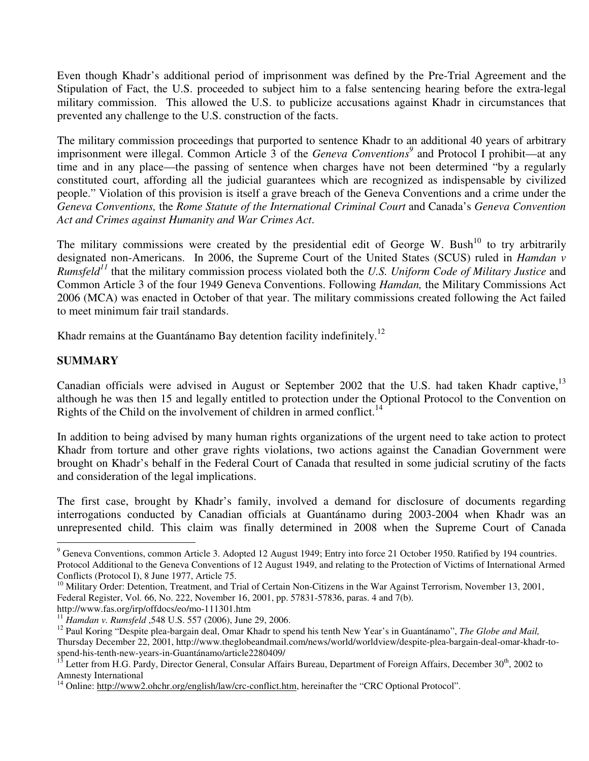Even though Khadr's additional period of imprisonment was defined by the Pre-Trial Agreement and the Stipulation of Fact, the U.S. proceeded to subject him to a false sentencing hearing before the extra-legal military commission. This allowed the U.S. to publicize accusations against Khadr in circumstances that prevented any challenge to the U.S. construction of the facts.

The military commission proceedings that purported to sentence Khadr to an additional 40 years of arbitrary imprisonment were illegal. Common Article 3 of the *Geneva Conventions*[9] and Protocol I prohibit—at any time and in any place—the passing of sentence when charges have not been determined "by a regularly constituted court, affording all the judicial guarantees which are recognized as indispensable by civilized people." Violation of this provision is itself a grave breach of the Geneva Conventions and a crime under the *Geneva Conventions,* the *Rome Statute of the International Criminal Court* and Canada's *Geneva Convention Act and Crimes against Humanity and War Crimes Act*.

The military commissions were created by the presidential edit of George W. Bush[10] to try arbitrarily designated non-Americans. In 2006, the Supreme Court of the United States (SCUS) ruled in *Hamdan v Rumsfeld*[11] that the military commission process violated both the *U.S. Uniform Code of Military Justice* and Common Article 3 of the four 1949 Geneva Conventions. Following *Hamdan,* the Military Commissions Act 2006 (MCA) was enacted in October of that year. The military commissions created following the Act failed to meet minimum fair trail standards.

Khadr remains at the Guantánamo Bay detention facility indefinitely.[12]

## SUMMARY

Canadian officials were advised in August or September 2002 that the U.S. had taken Khadr captive,[13] although he was then 15 and legally entitled to protection under the Optional Protocol to the Convention on Rights of the Child on the involvement of children in armed conflict.[14]

In addition to being advised by many human rights organizations of the urgent need to take action to protect Khadr from torture and other grave rights violations, two actions against the Canadian Government were brought on Khadr's behalf in the Federal Court of Canada that resulted in some judicial scrutiny of the facts and consideration of the legal implications.

The first case, brought by Khadr's family, involved a demand for disclosure of documents regarding interrogations conducted by Canadian officials at Guantánamo during 2003-2004 when Khadr was an unrepresented child. This claim was finally determined in 2008 when the Supreme Court of Canada

---

[9] Geneva Conventions, common Article 3. Adopted 12 August 1949; Entry into force 21 October 1950. Ratified by 194 countries. Protocol Additional to the Geneva Conventions of 12 August 1949, and relating to the Protection of Victims of International Armed Conflicts (Protocol I), 8 June 1977, Article 75.

[10] Military Order: Detention, Treatment, and Trial of Certain Non-Citizens in the War Against Terrorism, November 13, 2001, Federal Register, Vol. 66, No. 222, November 16, 2001, pp. 57831-57836, paras. 4 and 7(b). http://www.fas.org/irp/offdocs/eo/mo-111301.htm

[11] *Hamdan v. Rumsfeld* ,548 U.S. 557 (2006), June 29, 2006.

[12] Paul Koring "Despite plea-bargain deal, Omar Khadr to spend his tenth New Year's in Guantánamo", *The Globe and Mail,* Thursday December 22, 2001, http://www.theglobeandmail.com/news/world/worldview/despite-plea-bargain-deal-omar-khadr-to-spend-his-tenth-new-years-in-Guantánamo/article2280409/

[13] Letter from H.G. Pardy, Director General, Consular Affairs Bureau, Department of Foreign Affairs, December 30th, 2002 to Amnesty International

[14] Online: http://www2.ohchr.org/english/law/crc-conflict.htm, hereinafter the "CRC Optional Protocol".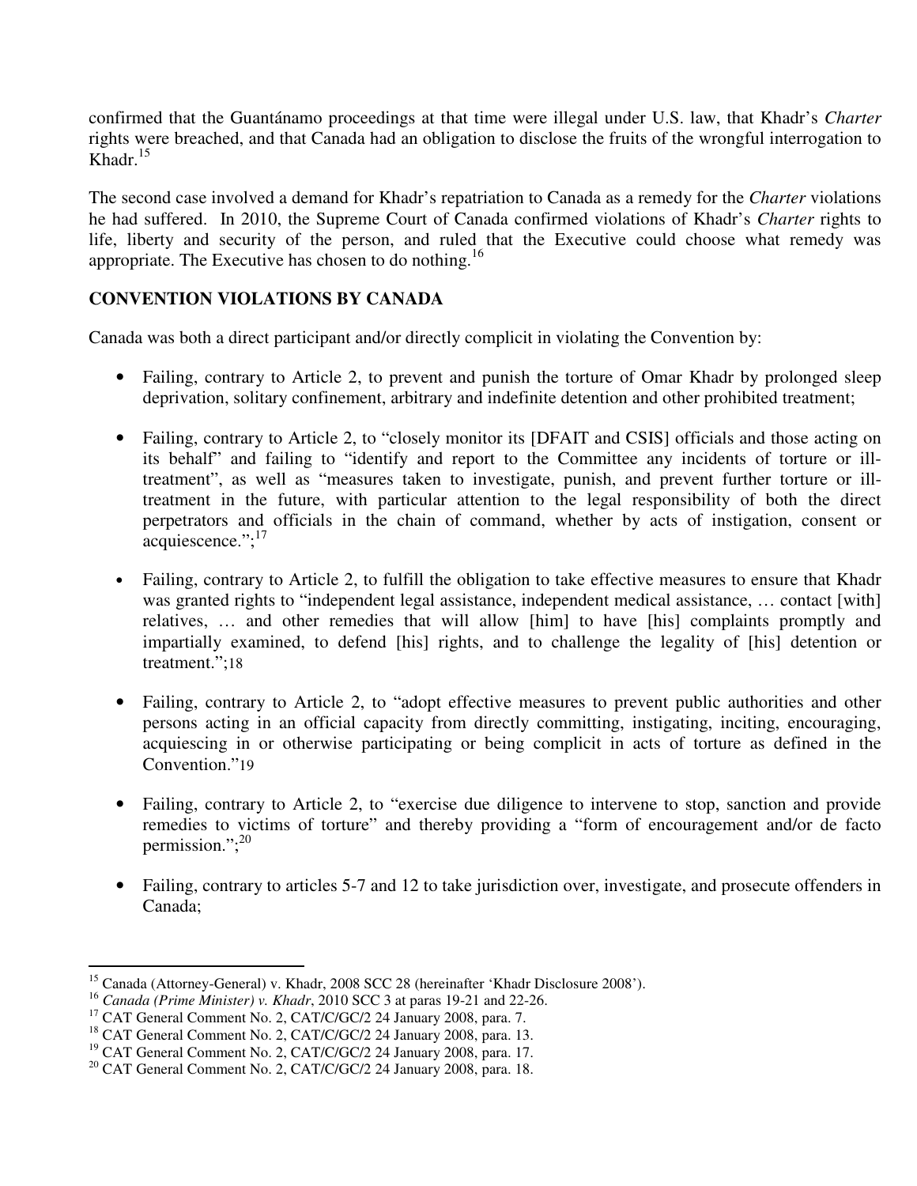confirmed that the Guantánamo proceedings at that time were illegal under U.S. law, that Khadr's *Charter* rights were breached, and that Canada had an obligation to disclose the fruits of the wrongful interrogation to Khadr.[15]

The second case involved a demand for Khadr's repatriation to Canada as a remedy for the *Charter* violations he had suffered. In 2010, the Supreme Court of Canada confirmed violations of Khadr's *Charter* rights to life, liberty and security of the person, and ruled that the Executive could choose what remedy was appropriate. The Executive has chosen to do nothing.[16]

**CONVENTION VIOLATIONS BY CANADA**

Canada was both a direct participant and/or directly complicit in violating the Convention by:

- Failing, contrary to Article 2, to prevent and punish the torture of Omar Khadr by prolonged sleep deprivation, solitary confinement, arbitrary and indefinite detention and other prohibited treatment;
- Failing, contrary to Article 2, to "closely monitor its [DFAIT and CSIS] officials and those acting on its behalf" and failing to "identify and report to the Committee any incidents of torture or ill-treatment", as well as "measures taken to investigate, punish, and prevent further torture or ill-treatment in the future, with particular attention to the legal responsibility of both the direct perpetrators and officials in the chain of command, whether by acts of instigation, consent or acquiescence.";[17]
- Failing, contrary to Article 2, to fulfill the obligation to take effective measures to ensure that Khadr was granted rights to "independent legal assistance, independent medical assistance, … contact [with] relatives, … and other remedies that will allow [him] to have [his] complaints promptly and impartially examined, to defend [his] rights, and to challenge the legality of [his] detention or treatment.";[18]
- Failing, contrary to Article 2, to "adopt effective measures to prevent public authorities and other persons acting in an official capacity from directly committing, instigating, inciting, encouraging, acquiescing in or otherwise participating or being complicit in acts of torture as defined in the Convention."[19]
- Failing, contrary to Article 2, to "exercise due diligence to intervene to stop, sanction and provide remedies to victims of torture" and thereby providing a "form of encouragement and/or de facto permission.";[20]
- Failing, contrary to articles 5-7 and 12 to take jurisdiction over, investigate, and prosecute offenders in Canada;

---

[15] Canada (Attorney-General) v. Khadr, 2008 SCC 28 (hereinafter 'Khadr Disclosure 2008').
[16] *Canada (Prime Minister) v. Khadr*, 2010 SCC 3 at paras 19-21 and 22-26.
[17] CAT General Comment No. 2, CAT/C/GC/2 24 January 2008, para. 7.
[18] CAT General Comment No. 2, CAT/C/GC/2 24 January 2008, para. 13.
[19] CAT General Comment No. 2, CAT/C/GC/2 24 January 2008, para. 17.
[20] CAT General Comment No. 2, CAT/C/GC/2 24 January 2008, para. 18.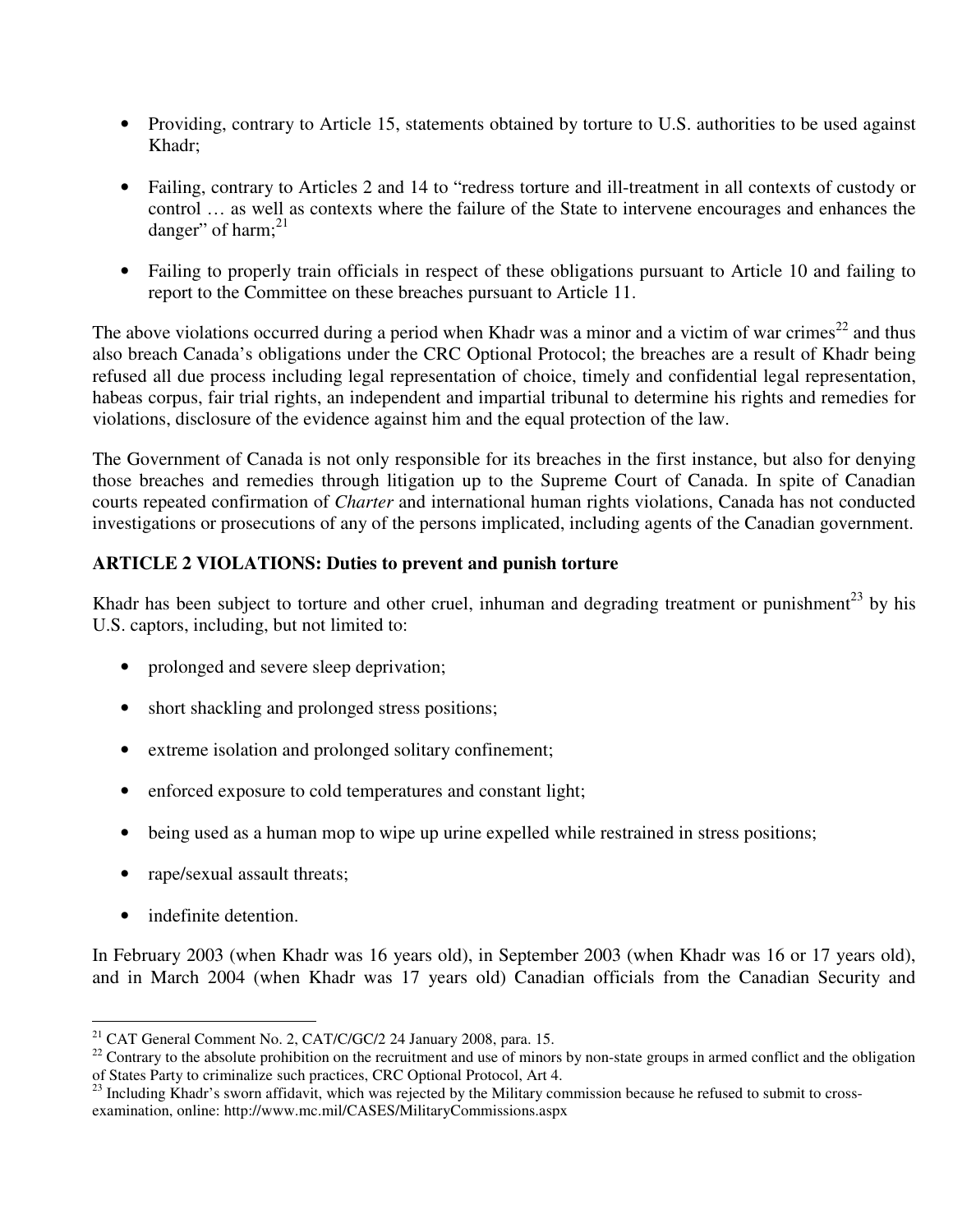- Providing, contrary to Article 15, statements obtained by torture to U.S. authorities to be used against Khadr;

- Failing, contrary to Articles 2 and 14 to "redress torture and ill-treatment in all contexts of custody or control … as well as contexts where the failure of the State to intervene encourages and enhances the danger" of harm;[21]

- Failing to properly train officials in respect of these obligations pursuant to Article 10 and failing to report to the Committee on these breaches pursuant to Article 11.

The above violations occurred during a period when Khadr was a minor and a victim of war crimes[22] and thus also breach Canada's obligations under the CRC Optional Protocol; the breaches are a result of Khadr being refused all due process including legal representation of choice, timely and confidential legal representation, habeas corpus, fair trial rights, an independent and impartial tribunal to determine his rights and remedies for violations, disclosure of the evidence against him and the equal protection of the law.

The Government of Canada is not only responsible for its breaches in the first instance, but also for denying those breaches and remedies through litigation up to the Supreme Court of Canada. In spite of Canadian courts repeated confirmation of *Charter* and international human rights violations, Canada has not conducted investigations or prosecutions of any of the persons implicated, including agents of the Canadian government.

**ARTICLE 2 VIOLATIONS: Duties to prevent and punish torture**

Khadr has been subject to torture and other cruel, inhuman and degrading treatment or punishment[23] by his U.S. captors, including, but not limited to:

- prolonged and severe sleep deprivation;

- short shackling and prolonged stress positions;

- extreme isolation and prolonged solitary confinement;

- enforced exposure to cold temperatures and constant light;

- being used as a human mop to wipe up urine expelled while restrained in stress positions;

- rape/sexual assault threats;

- indefinite detention.

In February 2003 (when Khadr was 16 years old), in September 2003 (when Khadr was 16 or 17 years old), and in March 2004 (when Khadr was 17 years old) Canadian officials from the Canadian Security and

---

[21] CAT General Comment No. 2, CAT/C/GC/2 24 January 2008, para. 15.

[22] Contrary to the absolute prohibition on the recruitment and use of minors by non-state groups in armed conflict and the obligation of States Party to criminalize such practices, CRC Optional Protocol, Art 4.

[23] Including Khadr's sworn affidavit, which was rejected by the Military commission because he refused to submit to cross-examination, online: http://www.mc.mil/CASES/MilitaryCommissions.aspx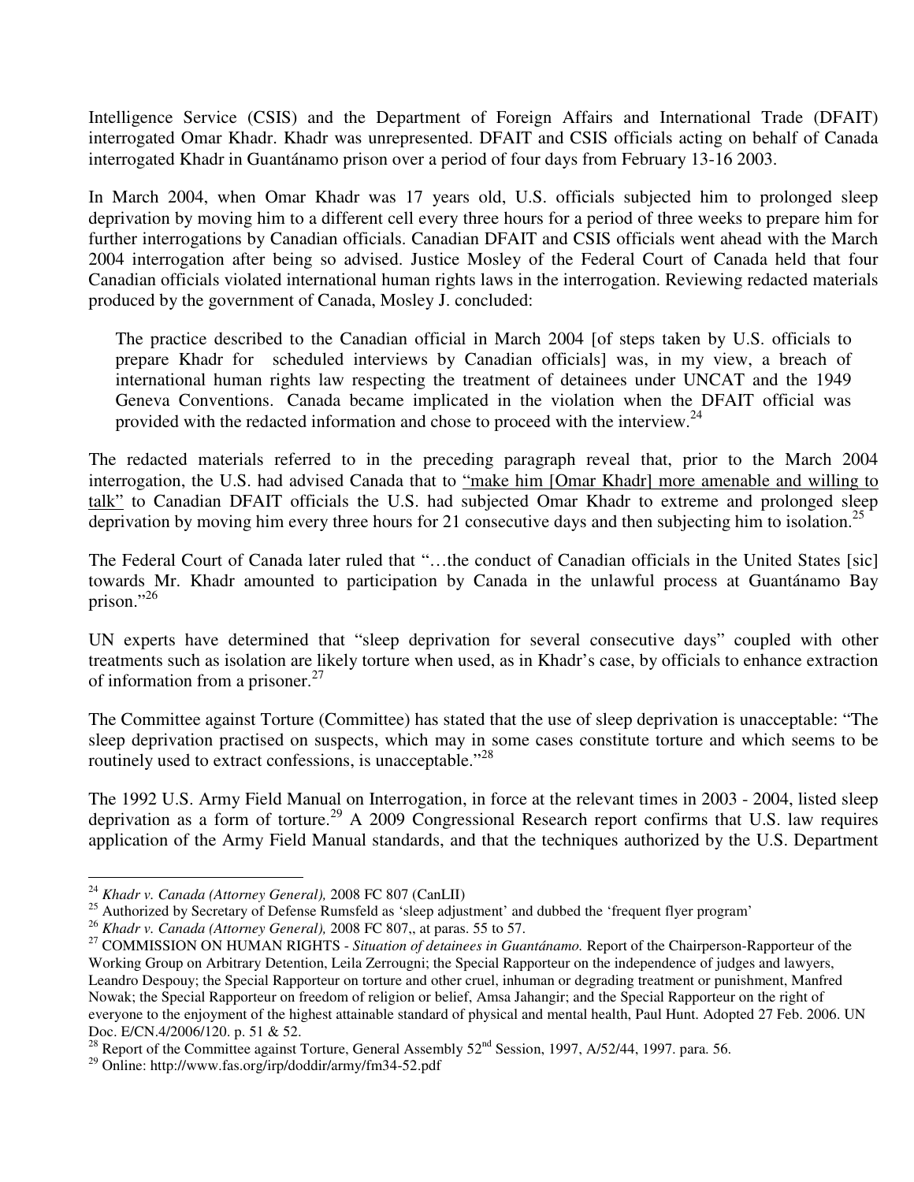Intelligence Service (CSIS) and the Department of Foreign Affairs and International Trade (DFAIT) interrogated Omar Khadr. Khadr was unrepresented. DFAIT and CSIS officials acting on behalf of Canada interrogated Khadr in Guantánamo prison over a period of four days from February 13-16 2003.

In March 2004, when Omar Khadr was 17 years old, U.S. officials subjected him to prolonged sleep deprivation by moving him to a different cell every three hours for a period of three weeks to prepare him for further interrogations by Canadian officials. Canadian DFAIT and CSIS officials went ahead with the March 2004 interrogation after being so advised. Justice Mosley of the Federal Court of Canada held that four Canadian officials violated international human rights laws in the interrogation. Reviewing redacted materials produced by the government of Canada, Mosley J. concluded:

> The practice described to the Canadian official in March 2004 [of steps taken by U.S. officials to prepare Khadr for scheduled interviews by Canadian officials] was, in my view, a breach of international human rights law respecting the treatment of detainees under UNCAT and the 1949 Geneva Conventions. Canada became implicated in the violation when the DFAIT official was provided with the redacted information and chose to proceed with the interview.[24]

The redacted materials referred to in the preceding paragraph reveal that, prior to the March 2004 interrogation, the U.S. had advised Canada that to "make him [Omar Khadr] more amenable and willing to talk" to Canadian DFAIT officials the U.S. had subjected Omar Khadr to extreme and prolonged sleep deprivation by moving him every three hours for 21 consecutive days and then subjecting him to isolation.[25]

The Federal Court of Canada later ruled that "…the conduct of Canadian officials in the United States [sic] towards Mr. Khadr amounted to participation by Canada in the unlawful process at Guantánamo Bay prison."[26]

UN experts have determined that "sleep deprivation for several consecutive days" coupled with other treatments such as isolation are likely torture when used, as in Khadr's case, by officials to enhance extraction of information from a prisoner.[27]

The Committee against Torture (Committee) has stated that the use of sleep deprivation is unacceptable: "The sleep deprivation practised on suspects, which may in some cases constitute torture and which seems to be routinely used to extract confessions, is unacceptable."[28]

The 1992 U.S. Army Field Manual on Interrogation, in force at the relevant times in 2003 - 2004, listed sleep deprivation as a form of torture.[29] A 2009 Congressional Research report confirms that U.S. law requires application of the Army Field Manual standards, and that the techniques authorized by the U.S. Department

---

[24] *Khadr v. Canada (Attorney General),* 2008 FC 807 (CanLII)

[25] Authorized by Secretary of Defense Rumsfeld as 'sleep adjustment' and dubbed the 'frequent flyer program'

[26] *Khadr v. Canada (Attorney General),* 2008 FC 807,, at paras. 55 to 57.

[27] COMMISSION ON HUMAN RIGHTS - *Situation of detainees in Guantánamo.* Report of the Chairperson-Rapporteur of the Working Group on Arbitrary Detention, Leila Zerrougni; the Special Rapporteur on the independence of judges and lawyers, Leandro Despouy; the Special Rapporteur on torture and other cruel, inhuman or degrading treatment or punishment, Manfred Nowak; the Special Rapporteur on freedom of religion or belief, Amsa Jahangir; and the Special Rapporteur on the right of everyone to the enjoyment of the highest attainable standard of physical and mental health, Paul Hunt. Adopted 27 Feb. 2006. UN Doc. E/CN.4/2006/120. p. 51 & 52.

[28] Report of the Committee against Torture, General Assembly 52nd Session, 1997, A/52/44, 1997. para. 56.

[29] Online: http://www.fas.org/irp/doddir/army/fm34-52.pdf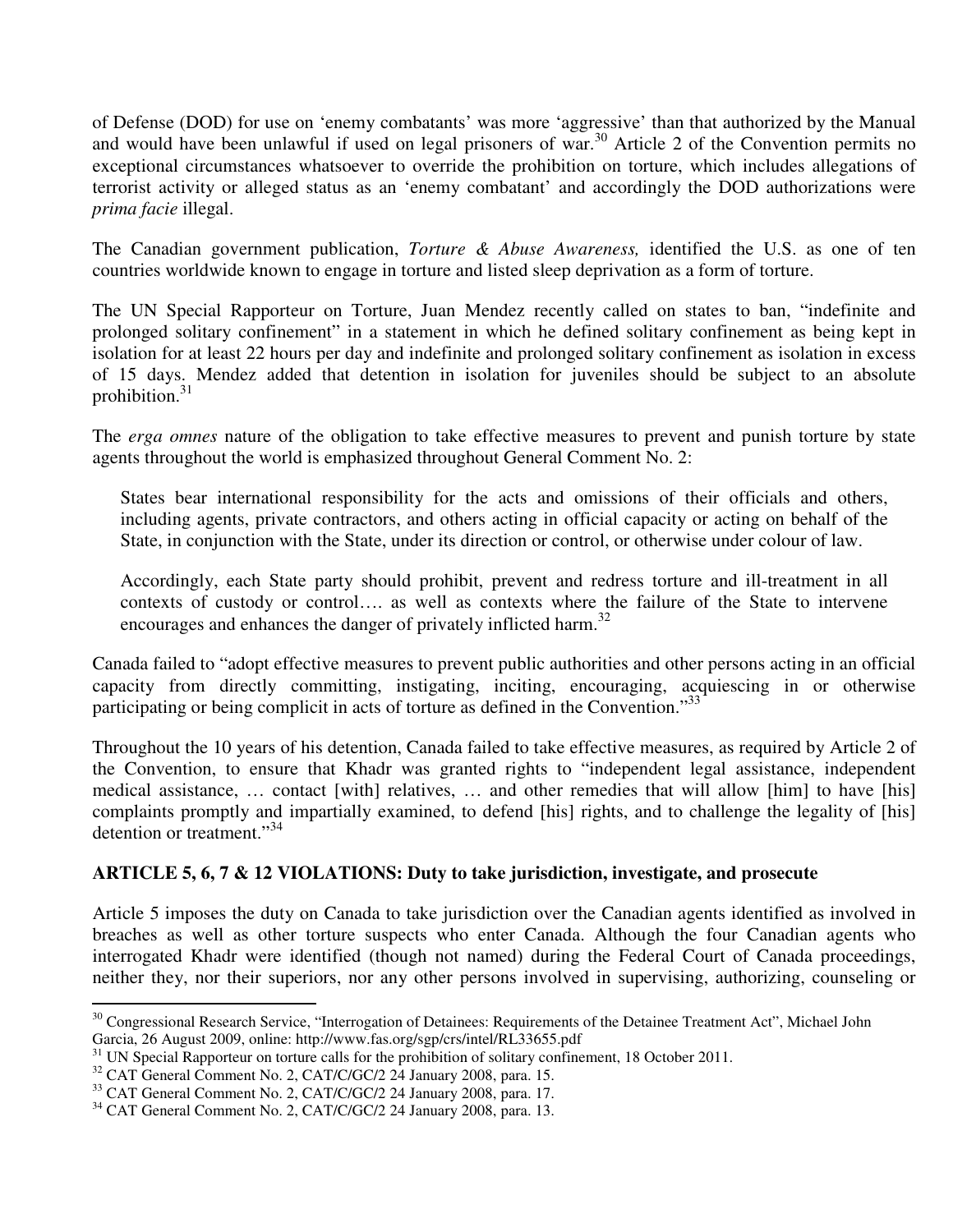of Defense (DOD) for use on 'enemy combatants' was more 'aggressive' than that authorized by the Manual and would have been unlawful if used on legal prisoners of war.[30] Article 2 of the Convention permits no exceptional circumstances whatsoever to override the prohibition on torture, which includes allegations of terrorist activity or alleged status as an 'enemy combatant' and accordingly the DOD authorizations were *prima facie* illegal.

The Canadian government publication, *Torture & Abuse Awareness,* identified the U.S. as one of ten countries worldwide known to engage in torture and listed sleep deprivation as a form of torture.

The UN Special Rapporteur on Torture, Juan Mendez recently called on states to ban, "indefinite and prolonged solitary confinement" in a statement in which he defined solitary confinement as being kept in isolation for at least 22 hours per day and indefinite and prolonged solitary confinement as isolation in excess of 15 days. Mendez added that detention in isolation for juveniles should be subject to an absolute prohibition.[31]

The *erga omnes* nature of the obligation to take effective measures to prevent and punish torture by state agents throughout the world is emphasized throughout General Comment No. 2:

> States bear international responsibility for the acts and omissions of their officials and others, including agents, private contractors, and others acting in official capacity or acting on behalf of the State, in conjunction with the State, under its direction or control, or otherwise under colour of law.
>
> Accordingly, each State party should prohibit, prevent and redress torture and ill-treatment in all contexts of custody or control…. as well as contexts where the failure of the State to intervene encourages and enhances the danger of privately inflicted harm.[32]

Canada failed to "adopt effective measures to prevent public authorities and other persons acting in an official capacity from directly committing, instigating, inciting, encouraging, acquiescing in or otherwise participating or being complicit in acts of torture as defined in the Convention."[33]

Throughout the 10 years of his detention, Canada failed to take effective measures, as required by Article 2 of the Convention, to ensure that Khadr was granted rights to "independent legal assistance, independent medical assistance, … contact [with] relatives, … and other remedies that will allow [him] to have [his] complaints promptly and impartially examined, to defend [his] rights, and to challenge the legality of [his] detention or treatment."[34]

**ARTICLE 5, 6, 7 & 12 VIOLATIONS: Duty to take jurisdiction, investigate, and prosecute**

Article 5 imposes the duty on Canada to take jurisdiction over the Canadian agents identified as involved in breaches as well as other torture suspects who enter Canada. Although the four Canadian agents who interrogated Khadr were identified (though not named) during the Federal Court of Canada proceedings, neither they, nor their superiors, nor any other persons involved in supervising, authorizing, counseling or

---

[30] Congressional Research Service, "Interrogation of Detainees: Requirements of the Detainee Treatment Act", Michael John Garcia, 26 August 2009, online: http://www.fas.org/sgp/crs/intel/RL33655.pdf

[31] UN Special Rapporteur on torture calls for the prohibition of solitary confinement, 18 October 2011.

[32] CAT General Comment No. 2, CAT/C/GC/2 24 January 2008, para. 15.

[33] CAT General Comment No. 2, CAT/C/GC/2 24 January 2008, para. 17.

[34] CAT General Comment No. 2, CAT/C/GC/2 24 January 2008, para. 13.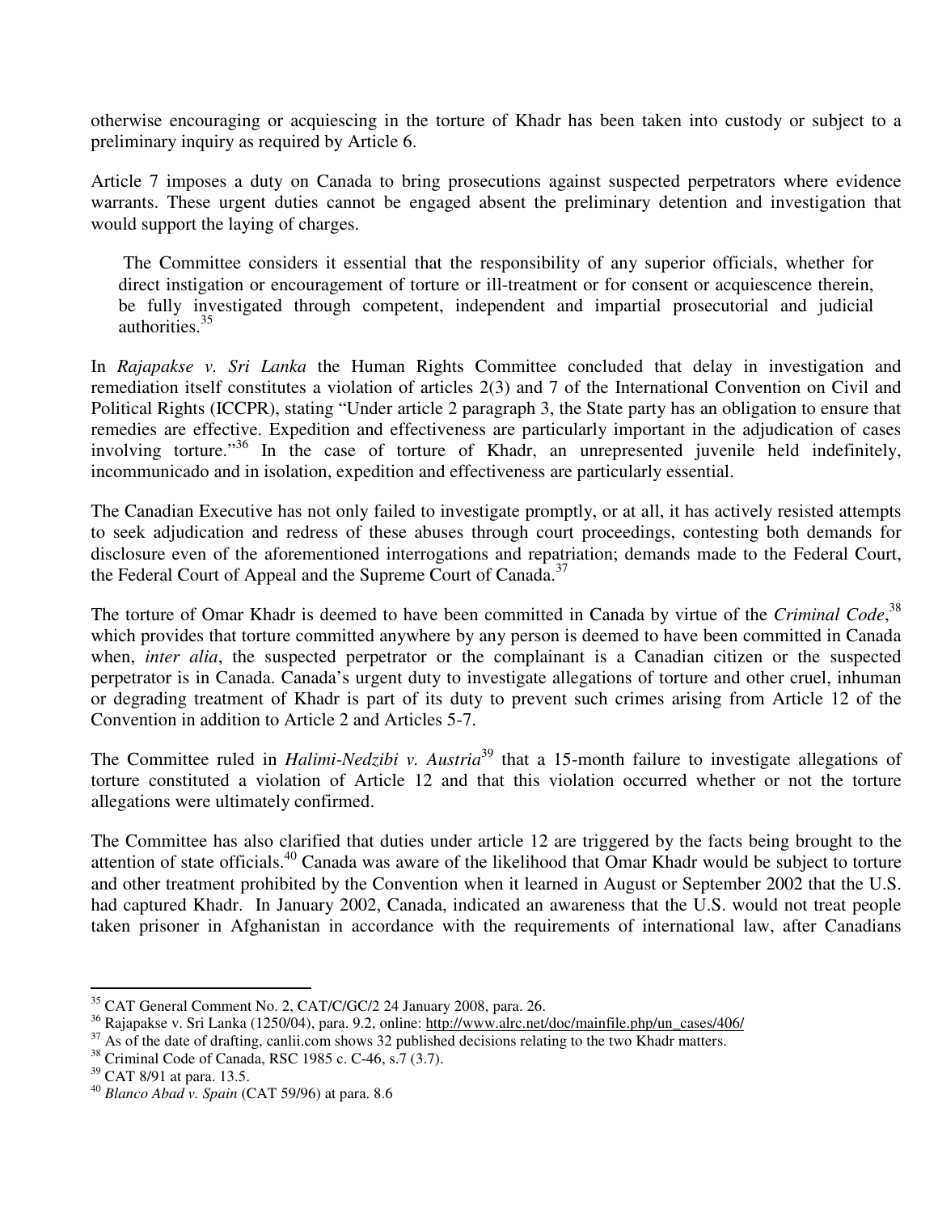otherwise encouraging or acquiescing in the torture of Khadr has been taken into custody or subject to a preliminary inquiry as required by Article 6.

Article 7 imposes a duty on Canada to bring prosecutions against suspected perpetrators where evidence warrants. These urgent duties cannot be engaged absent the preliminary detention and investigation that would support the laying of charges.

> The Committee considers it essential that the responsibility of any superior officials, whether for direct instigation or encouragement of torture or ill-treatment or for consent or acquiescence therein, be fully investigated through competent, independent and impartial prosecutorial and judicial authorities.[35]

In *Rajapakse v. Sri Lanka* the Human Rights Committee concluded that delay in investigation and remediation itself constitutes a violation of articles 2(3) and 7 of the International Convention on Civil and Political Rights (ICCPR), stating "Under article 2 paragraph 3, the State party has an obligation to ensure that remedies are effective. Expedition and effectiveness are particularly important in the adjudication of cases involving torture."[36] In the case of torture of Khadr, an unrepresented juvenile held indefinitely, incommunicado and in isolation, expedition and effectiveness are particularly essential.

The Canadian Executive has not only failed to investigate promptly, or at all, it has actively resisted attempts to seek adjudication and redress of these abuses through court proceedings, contesting both demands for disclosure even of the aforementioned interrogations and repatriation; demands made to the Federal Court, the Federal Court of Appeal and the Supreme Court of Canada.[37]

The torture of Omar Khadr is deemed to have been committed in Canada by virtue of the *Criminal Code*,[38] which provides that torture committed anywhere by any person is deemed to have been committed in Canada when, *inter alia*, the suspected perpetrator or the complainant is a Canadian citizen or the suspected perpetrator is in Canada. Canada's urgent duty to investigate allegations of torture and other cruel, inhuman or degrading treatment of Khadr is part of its duty to prevent such crimes arising from Article 12 of the Convention in addition to Article 2 and Articles 5-7.

The Committee ruled in *Halimi-Nedzibi v. Austria*[39] that a 15-month failure to investigate allegations of torture constituted a violation of Article 12 and that this violation occurred whether or not the torture allegations were ultimately confirmed.

The Committee has also clarified that duties under article 12 are triggered by the facts being brought to the attention of state officials.[40] Canada was aware of the likelihood that Omar Khadr would be subject to torture and other treatment prohibited by the Convention when it learned in August or September 2002 that the U.S. had captured Khadr. In January 2002, Canada, indicated an awareness that the U.S. would not treat people taken prisoner in Afghanistan in accordance with the requirements of international law, after Canadians

---

[35] CAT General Comment No. 2, CAT/C/GC/2 24 January 2008, para. 26.

[36] Rajapakse v. Sri Lanka (1250/04), para. 9.2, online: http://www.alrc.net/doc/mainfile.php/un_cases/406/

[37] As of the date of drafting, canlii.com shows 32 published decisions relating to the two Khadr matters.

[38] Criminal Code of Canada, RSC 1985 c. C-46, s.7 (3.7).

[39] CAT 8/91 at para. 13.5.

[40] *Blanco Abad v. Spain* (CAT 59/96) at para. 8.6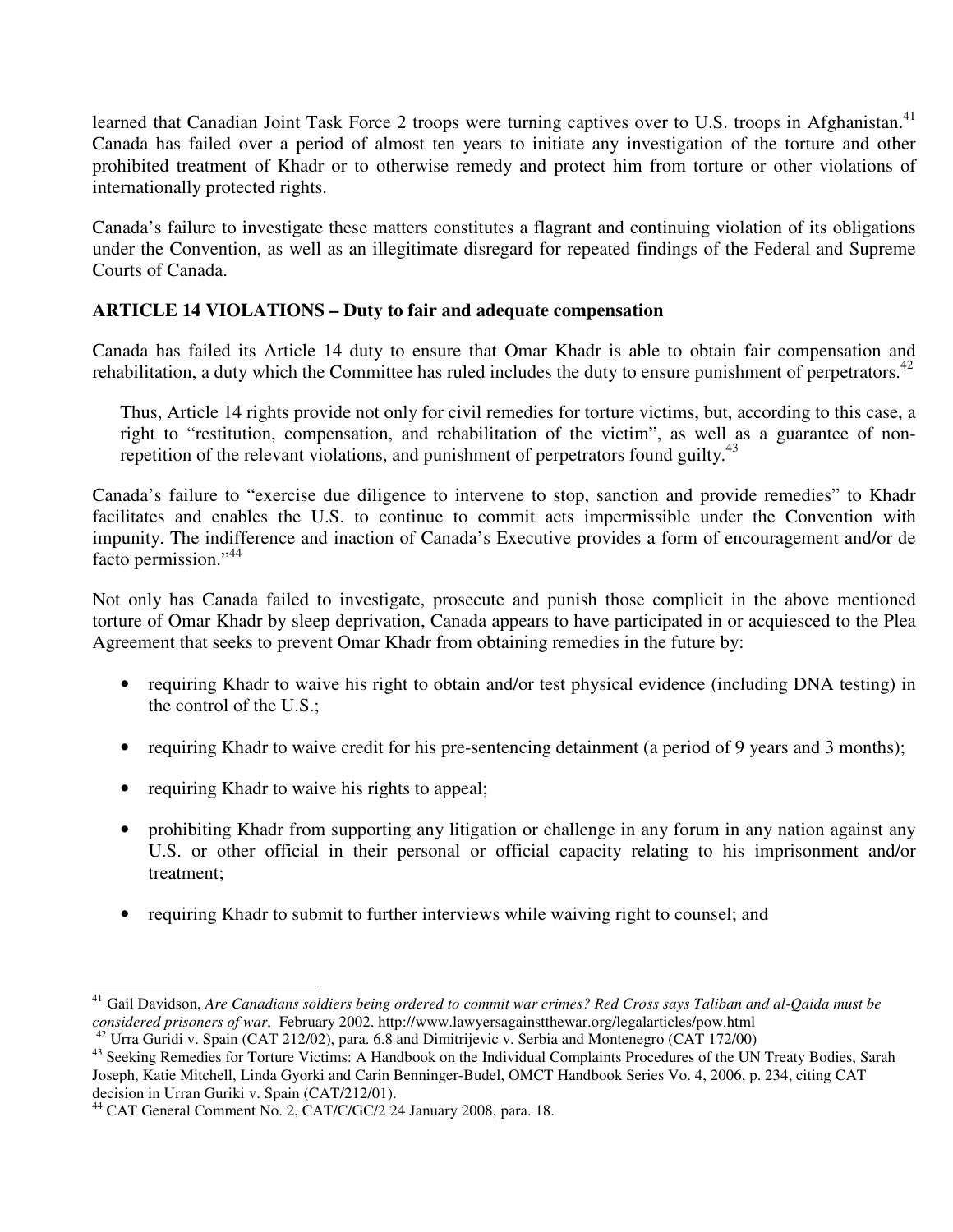learned that Canadian Joint Task Force 2 troops were turning captives over to U.S. troops in Afghanistan.[41] Canada has failed over a period of almost ten years to initiate any investigation of the torture and other prohibited treatment of Khadr or to otherwise remedy and protect him from torture or other violations of internationally protected rights.

Canada's failure to investigate these matters constitutes a flagrant and continuing violation of its obligations under the Convention, as well as an illegitimate disregard for repeated findings of the Federal and Supreme Courts of Canada.

**ARTICLE 14 VIOLATIONS – Duty to fair and adequate compensation**

Canada has failed its Article 14 duty to ensure that Omar Khadr is able to obtain fair compensation and rehabilitation, a duty which the Committee has ruled includes the duty to ensure punishment of perpetrators.[42]

> Thus, Article 14 rights provide not only for civil remedies for torture victims, but, according to this case, a right to "restitution, compensation, and rehabilitation of the victim", as well as a guarantee of non-repetition of the relevant violations, and punishment of perpetrators found guilty.[43]

Canada's failure to "exercise due diligence to intervene to stop, sanction and provide remedies" to Khadr facilitates and enables the U.S. to continue to commit acts impermissible under the Convention with impunity. The indifference and inaction of Canada's Executive provides a form of encouragement and/or de facto permission."[44]

Not only has Canada failed to investigate, prosecute and punish those complicit in the above mentioned torture of Omar Khadr by sleep deprivation, Canada appears to have participated in or acquiesced to the Plea Agreement that seeks to prevent Omar Khadr from obtaining remedies in the future by:

- requiring Khadr to waive his right to obtain and/or test physical evidence (including DNA testing) in the control of the U.S.;
- requiring Khadr to waive credit for his pre-sentencing detainment (a period of 9 years and 3 months);
- requiring Khadr to waive his rights to appeal;
- prohibiting Khadr from supporting any litigation or challenge in any forum in any nation against any U.S. or other official in their personal or official capacity relating to his imprisonment and/or treatment;
- requiring Khadr to submit to further interviews while waiving right to counsel; and

---

[41] Gail Davidson, *Are Canadians soldiers being ordered to commit war crimes? Red Cross says Taliban and al-Qaida must be considered prisoners of war*, February 2002. http://www.lawyersagainstthewar.org/legalarticles/pow.html

[42] Urra Guridi v. Spain (CAT 212/02), para. 6.8 and Dimitrijevic v. Serbia and Montenegro (CAT 172/00)

[43] Seeking Remedies for Torture Victims: A Handbook on the Individual Complaints Procedures of the UN Treaty Bodies, Sarah Joseph, Katie Mitchell, Linda Gyorki and Carin Benninger-Budel, OMCT Handbook Series Vo. 4, 2006, p. 234, citing CAT decision in Urran Guriki v. Spain (CAT/212/01).

[44] CAT General Comment No. 2, CAT/C/GC/2 24 January 2008, para. 18.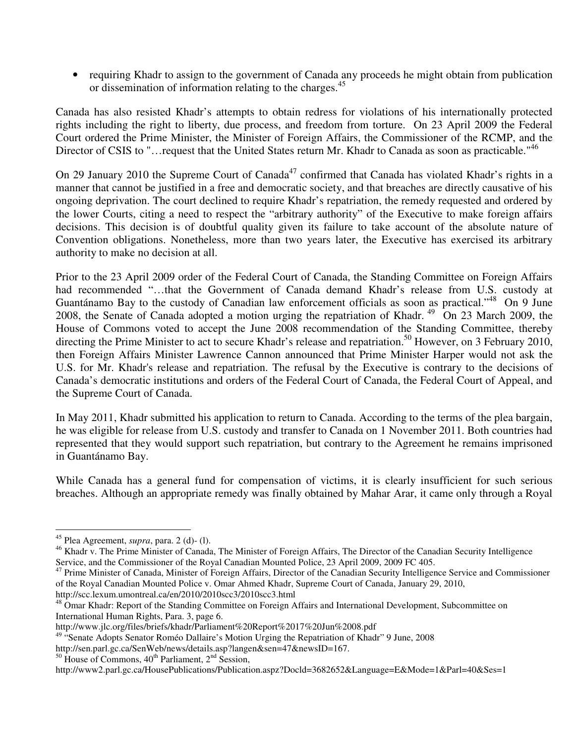- requiring Khadr to assign to the government of Canada any proceeds he might obtain from publication or dissemination of information relating to the charges.[45]

Canada has also resisted Khadr's attempts to obtain redress for violations of his internationally protected rights including the right to liberty, due process, and freedom from torture. On 23 April 2009 the Federal Court ordered the Prime Minister, the Minister of Foreign Affairs, the Commissioner of the RCMP, and the Director of CSIS to "…request that the United States return Mr. Khadr to Canada as soon as practicable."[46]

On 29 January 2010 the Supreme Court of Canada[47] confirmed that Canada has violated Khadr's rights in a manner that cannot be justified in a free and democratic society, and that breaches are directly causative of his ongoing deprivation. The court declined to require Khadr's repatriation, the remedy requested and ordered by the lower Courts, citing a need to respect the "arbitrary authority" of the Executive to make foreign affairs decisions. This decision is of doubtful quality given its failure to take account of the absolute nature of Convention obligations. Nonetheless, more than two years later, the Executive has exercised its arbitrary authority to make no decision at all.

Prior to the 23 April 2009 order of the Federal Court of Canada, the Standing Committee on Foreign Affairs had recommended "…that the Government of Canada demand Khadr's release from U.S. custody at Guantánamo Bay to the custody of Canadian law enforcement officials as soon as practical."[48] On 9 June 2008, the Senate of Canada adopted a motion urging the repatriation of Khadr.[49] On 23 March 2009, the House of Commons voted to accept the June 2008 recommendation of the Standing Committee, thereby directing the Prime Minister to act to secure Khadr's release and repatriation.[50] However, on 3 February 2010, then Foreign Affairs Minister Lawrence Cannon announced that Prime Minister Harper would not ask the U.S. for Mr. Khadr's release and repatriation. The refusal by the Executive is contrary to the decisions of Canada's democratic institutions and orders of the Federal Court of Canada, the Federal Court of Appeal, and the Supreme Court of Canada.

In May 2011, Khadr submitted his application to return to Canada. According to the terms of the plea bargain, he was eligible for release from U.S. custody and transfer to Canada on 1 November 2011. Both countries had represented that they would support such repatriation, but contrary to the Agreement he remains imprisoned in Guantánamo Bay.

While Canada has a general fund for compensation of victims, it is clearly insufficient for such serious breaches. Although an appropriate remedy was finally obtained by Mahar Arar, it came only through a Royal

---

[45] Plea Agreement, *supra*, para. 2 (d)- (l).

[46] Khadr v. The Prime Minister of Canada, The Minister of Foreign Affairs, The Director of the Canadian Security Intelligence Service, and the Commissioner of the Royal Canadian Mounted Police, 23 April 2009, 2009 FC 405.

[47] Prime Minister of Canada, Minister of Foreign Affairs, Director of the Canadian Security Intelligence Service and Commissioner of the Royal Canadian Mounted Police v. Omar Ahmed Khadr, Supreme Court of Canada, January 29, 2010, http://scc.lexum.umontreal.ca/en/2010/2010scc3/2010scc3.html

[48] Omar Khadr: Report of the Standing Committee on Foreign Affairs and International Development, Subcommittee on International Human Rights, Para. 3, page 6. http://www.jlc.org/files/briefs/khadr/Parliament%20Report%2017%20Jun%2008.pdf

[49] "Senate Adopts Senator Roméo Dallaire's Motion Urging the Repatriation of Khadr" 9 June, 2008 http://sen.parl.gc.ca/SenWeb/news/details.asp?langen&sen=47&newsID=167.

[50] House of Commons, 40th Parliament, 2nd Session, http://www2.parl.gc.ca/HousePublications/Publication.aspz?DocId=3682652&Language=E&Mode=1&Parl=40&Ses=1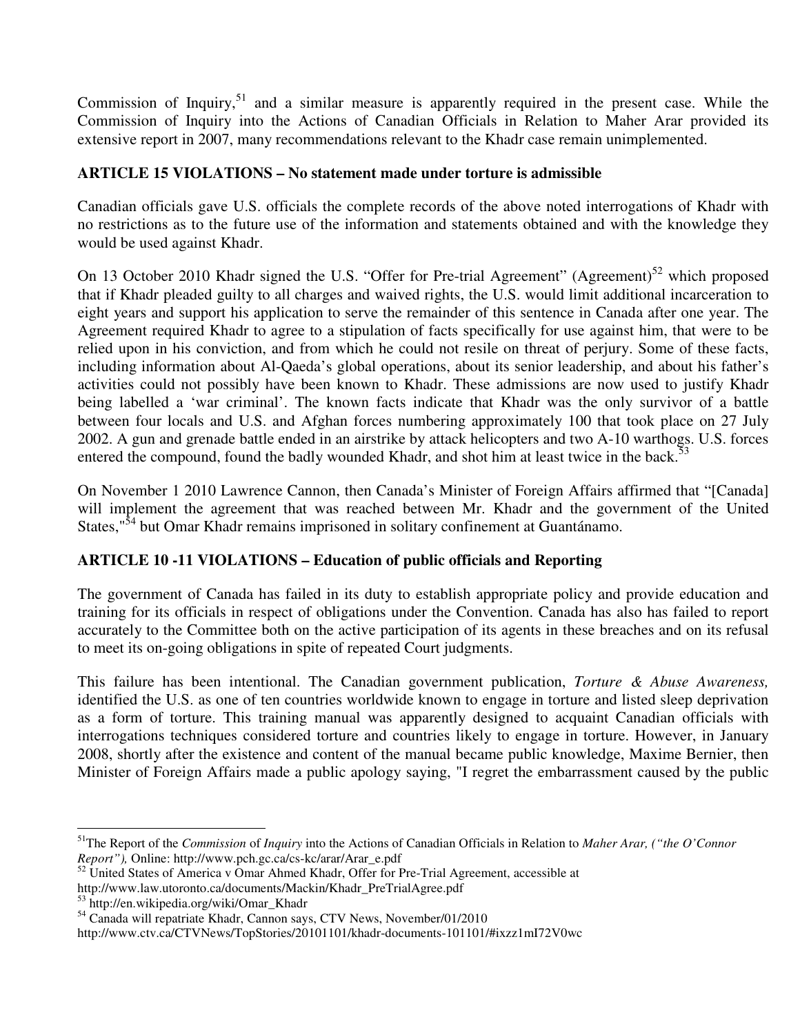Commission of Inquiry,[51] and a similar measure is apparently required in the present case. While the Commission of Inquiry into the Actions of Canadian Officials in Relation to Maher Arar provided its extensive report in 2007, many recommendations relevant to the Khadr case remain unimplemented.

**ARTICLE 15 VIOLATIONS – No statement made under torture is admissible**

Canadian officials gave U.S. officials the complete records of the above noted interrogations of Khadr with no restrictions as to the future use of the information and statements obtained and with the knowledge they would be used against Khadr.

On 13 October 2010 Khadr signed the U.S. "Offer for Pre-trial Agreement" (Agreement)[52] which proposed that if Khadr pleaded guilty to all charges and waived rights, the U.S. would limit additional incarceration to eight years and support his application to serve the remainder of this sentence in Canada after one year. The Agreement required Khadr to agree to a stipulation of facts specifically for use against him, that were to be relied upon in his conviction, and from which he could not resile on threat of perjury. Some of these facts, including information about Al-Qaeda's global operations, about its senior leadership, and about his father's activities could not possibly have been known to Khadr. These admissions are now used to justify Khadr being labelled a 'war criminal'. The known facts indicate that Khadr was the only survivor of a battle between four locals and U.S. and Afghan forces numbering approximately 100 that took place on 27 July 2002. A gun and grenade battle ended in an airstrike by attack helicopters and two A-10 warthogs. U.S. forces entered the compound, found the badly wounded Khadr, and shot him at least twice in the back.[53]

On November 1 2010 Lawrence Cannon, then Canada's Minister of Foreign Affairs affirmed that "[Canada] will implement the agreement that was reached between Mr. Khadr and the government of the United States,"[54] but Omar Khadr remains imprisoned in solitary confinement at Guantánamo.

**ARTICLE 10 -11 VIOLATIONS – Education of public officials and Reporting**

The government of Canada has failed in its duty to establish appropriate policy and provide education and training for its officials in respect of obligations under the Convention. Canada has also has failed to report accurately to the Committee both on the active participation of its agents in these breaches and on its refusal to meet its on-going obligations in spite of repeated Court judgments.

This failure has been intentional. The Canadian government publication, *Torture & Abuse Awareness,* identified the U.S. as one of ten countries worldwide known to engage in torture and listed sleep deprivation as a form of torture. This training manual was apparently designed to acquaint Canadian officials with interrogations techniques considered torture and countries likely to engage in torture. However, in January 2008, shortly after the existence and content of the manual became public knowledge, Maxime Bernier, then Minister of Foreign Affairs made a public apology saying, "I regret the embarrassment caused by the public

---

[51] The Report of the *Commission* of *Inquiry* into the Actions of Canadian Officials in Relation to *Maher Arar, ("the O'Connor Report"),* Online: http://www.pch.gc.ca/cs-kc/arar/Arar_e.pdf

[52] United States of America v Omar Ahmed Khadr, Offer for Pre-Trial Agreement, accessible at http://www.law.utoronto.ca/documents/Mackin/Khadr_PreTrialAgree.pdf

[53] http://en.wikipedia.org/wiki/Omar_Khadr

[54] Canada will repatriate Khadr, Cannon says, CTV News, November/01/2010 http://www.ctv.ca/CTVNews/TopStories/20101101/khadr-documents-101101/#ixzz1mI72V0wc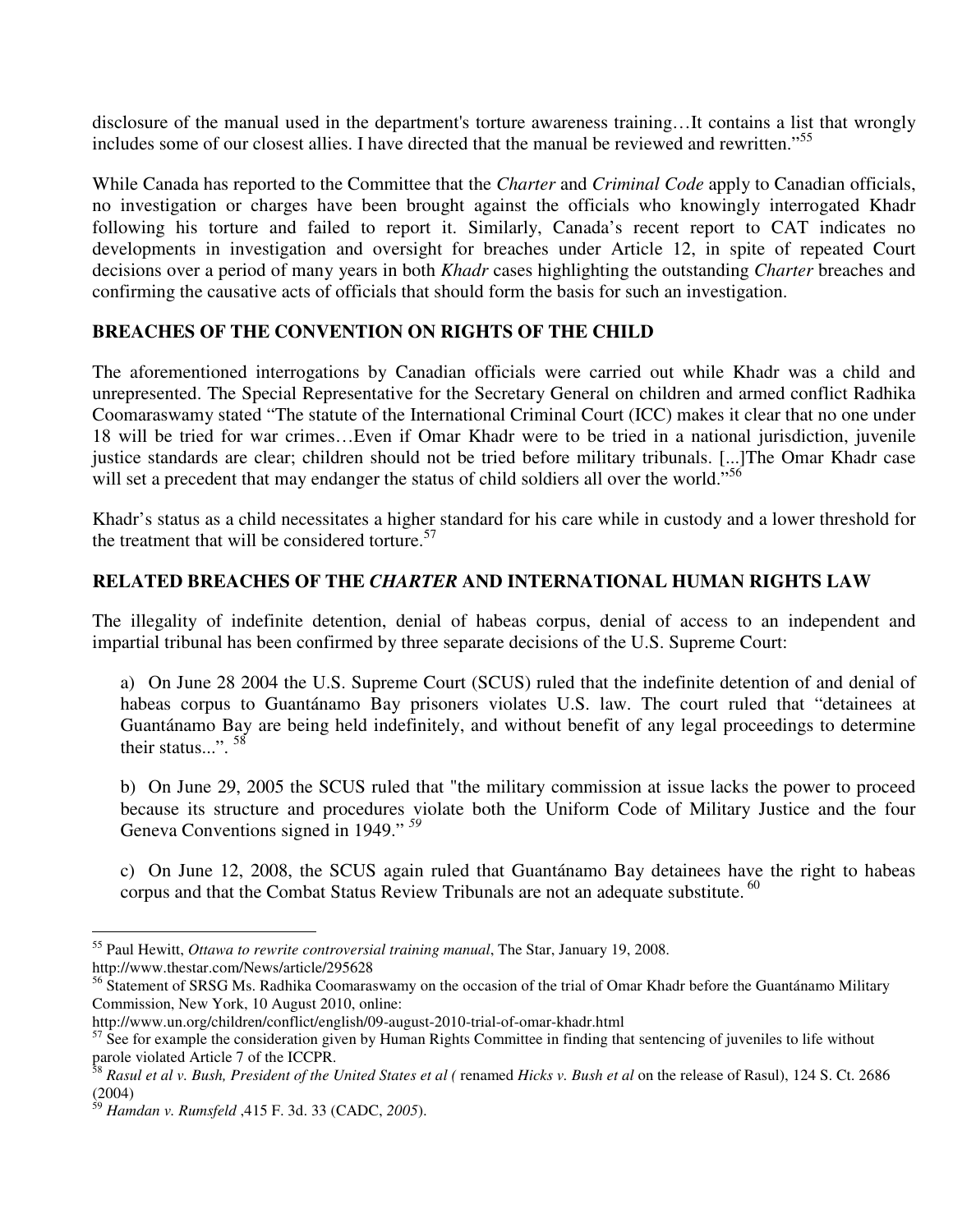disclosure of the manual used in the department's torture awareness training…It contains a list that wrongly includes some of our closest allies. I have directed that the manual be reviewed and rewritten."[55]

While Canada has reported to the Committee that the *Charter* and *Criminal Code* apply to Canadian officials, no investigation or charges have been brought against the officials who knowingly interrogated Khadr following his torture and failed to report it. Similarly, Canada's recent report to CAT indicates no developments in investigation and oversight for breaches under Article 12, in spite of repeated Court decisions over a period of many years in both *Khadr* cases highlighting the outstanding *Charter* breaches and confirming the causative acts of officials that should form the basis for such an investigation.

## BREACHES OF THE CONVENTION ON RIGHTS OF THE CHILD

The aforementioned interrogations by Canadian officials were carried out while Khadr was a child and unrepresented. The Special Representative for the Secretary General on children and armed conflict Radhika Coomaraswamy stated "The statute of the International Criminal Court (ICC) makes it clear that no one under 18 will be tried for war crimes…Even if Omar Khadr were to be tried in a national jurisdiction, juvenile justice standards are clear; children should not be tried before military tribunals. [...]The Omar Khadr case will set a precedent that may endanger the status of child soldiers all over the world."[56]

Khadr's status as a child necessitates a higher standard for his care while in custody and a lower threshold for the treatment that will be considered torture.[57]

## RELATED BREACHES OF THE *CHARTER* AND INTERNATIONAL HUMAN RIGHTS LAW

The illegality of indefinite detention, denial of habeas corpus, denial of access to an independent and impartial tribunal has been confirmed by three separate decisions of the U.S. Supreme Court:

a) On June 28 2004 the U.S. Supreme Court (SCUS) ruled that the indefinite detention of and denial of habeas corpus to Guantánamo Bay prisoners violates U.S. law. The court ruled that "detainees at Guantánamo Bay are being held indefinitely, and without benefit of any legal proceedings to determine their status...". [58]

b) On June 29, 2005 the SCUS ruled that "the military commission at issue lacks the power to proceed because its structure and procedures violate both the Uniform Code of Military Justice and the four Geneva Conventions signed in 1949." [59]

c) On June 12, 2008, the SCUS again ruled that Guantánamo Bay detainees have the right to habeas corpus and that the Combat Status Review Tribunals are not an adequate substitute. [60]

---

[55] Paul Hewitt, *Ottawa to rewrite controversial training manual*, The Star, January 19, 2008. http://www.thestar.com/News/article/295628

[56] Statement of SRSG Ms. Radhika Coomaraswamy on the occasion of the trial of Omar Khadr before the Guantánamo Military Commission, New York, 10 August 2010, online: http://www.un.org/children/conflict/english/09-august-2010-trial-of-omar-khadr.html

[57] See for example the consideration given by Human Rights Committee in finding that sentencing of juveniles to life without parole violated Article 7 of the ICCPR.

[58] *Rasul et al v. Bush, President of the United States et al (* renamed *Hicks v. Bush et al* on the release of Rasul), 124 S. Ct. 2686 (2004)

[59] *Hamdan v. Rumsfeld* ,415 F. 3d. 33 (CADC, *2005*).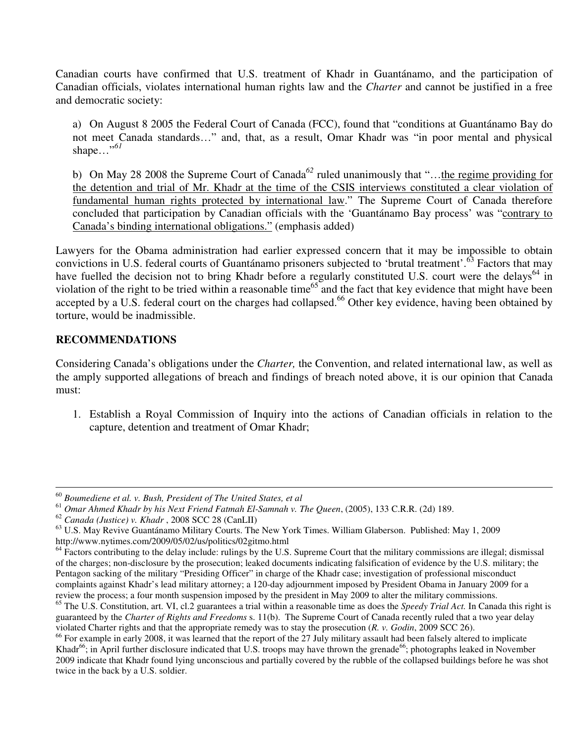Canadian courts have confirmed that U.S. treatment of Khadr in Guantánamo, and the participation of Canadian officials, violates international human rights law and the *Charter* and cannot be justified in a free and democratic society:

a) On August 8 2005 the Federal Court of Canada (FCC), found that "conditions at Guantánamo Bay do not meet Canada standards…" and, that, as a result, Omar Khadr was "in poor mental and physical shape…"[61]

b) On May 28 2008 the Supreme Court of Canada[62] ruled unanimously that "…<u>the regime providing for the detention and trial of Mr. Khadr at the time of the CSIS interviews constituted a clear violation of fundamental human rights protected by international law</u>." The Supreme Court of Canada therefore concluded that participation by Canadian officials with the 'Guantánamo Bay process' was "<u>contrary to Canada's binding international obligations."</u> (emphasis added)

Lawyers for the Obama administration had earlier expressed concern that it may be impossible to obtain convictions in U.S. federal courts of Guantánamo prisoners subjected to 'brutal treatment'.[63] Factors that may have fuelled the decision not to bring Khadr before a regularly constituted U.S. court were the delays[64] in violation of the right to be tried within a reasonable time[65] and the fact that key evidence that might have been accepted by a U.S. federal court on the charges had collapsed.[66] Other key evidence, having been obtained by torture, would be inadmissible.

## RECOMMENDATIONS

Considering Canada's obligations under the *Charter,* the Convention, and related international law, as well as the amply supported allegations of breach and findings of breach noted above, it is our opinion that Canada must:

1. Establish a Royal Commission of Inquiry into the actions of Canadian officials in relation to the capture, detention and treatment of Omar Khadr;

---

[60] *Boumediene et al. v. Bush, President of The United States, et al*

[61] *Omar Ahmed Khadr by his Next Friend Fatmah El-Samnah v. The Queen*, (2005), 133 C.R.R. (2d) 189.

[62] *Canada (Justice) v. Khadr* , 2008 SCC 28 (CanLII)

[63] U.S. May Revive Guantánamo Military Courts. The New York Times. William Glaberson. Published: May 1, 2009 http://www.nytimes.com/2009/05/02/us/politics/02gitmo.html

[64] Factors contributing to the delay include: rulings by the U.S. Supreme Court that the military commissions are illegal; dismissal of the charges; non-disclosure by the prosecution; leaked documents indicating falsification of evidence by the U.S. military; the Pentagon sacking of the military "Presiding Officer" in charge of the Khadr case; investigation of professional misconduct complaints against Khadr's lead military attorney; a 120-day adjournment imposed by President Obama in January 2009 for a review the process; a four month suspension imposed by the president in May 2009 to alter the military commissions.

[65] The U.S. Constitution, art. VI, cl.2 guarantees a trial within a reasonable time as does the *Speedy Trial Act.* In Canada this right is guaranteed by the *Charter of Rights and Freedoms* s. 11(b). The Supreme Court of Canada recently ruled that a two year delay violated Charter rights and that the appropriate remedy was to stay the prosecution (*R. v. Godin*, 2009 SCC 26).

[66] For example in early 2008, it was learned that the report of the 27 July military assault had been falsely altered to implicate Khadr[66]; in April further disclosure indicated that U.S. troops may have thrown the grenade[66]; photographs leaked in November 2009 indicate that Khadr found lying unconscious and partially covered by the rubble of the collapsed buildings before he was shot twice in the back by a U.S. soldier.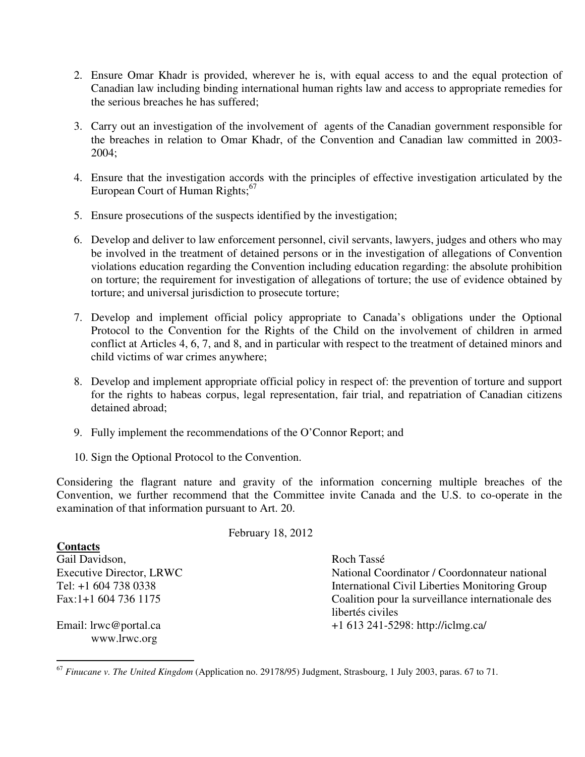2. Ensure Omar Khadr is provided, wherever he is, with equal access to and the equal protection of Canadian law including binding international human rights law and access to appropriate remedies for the serious breaches he has suffered;

3. Carry out an investigation of the involvement of agents of the Canadian government responsible for the breaches in relation to Omar Khadr, of the Convention and Canadian law committed in 2003-2004;

4. Ensure that the investigation accords with the principles of effective investigation articulated by the European Court of Human Rights;[67]

5. Ensure prosecutions of the suspects identified by the investigation;

6. Develop and deliver to law enforcement personnel, civil servants, lawyers, judges and others who may be involved in the treatment of detained persons or in the investigation of allegations of Convention violations education regarding the Convention including education regarding: the absolute prohibition on torture; the requirement for investigation of allegations of torture; the use of evidence obtained by torture; and universal jurisdiction to prosecute torture;

7. Develop and implement official policy appropriate to Canada's obligations under the Optional Protocol to the Convention for the Rights of the Child on the involvement of children in armed conflict at Articles 4, 6, 7, and 8, and in particular with respect to the treatment of detained minors and child victims of war crimes anywhere;

8. Develop and implement appropriate official policy in respect of: the prevention of torture and support for the rights to habeas corpus, legal representation, fair trial, and repatriation of Canadian citizens detained abroad;

9. Fully implement the recommendations of the O'Connor Report; and

10. Sign the Optional Protocol to the Convention.

Considering the flagrant nature and gravity of the information concerning multiple breaches of the Convention, we further recommend that the Committee invite Canada and the U.S. to co-operate in the examination of that information pursuant to Art. 20.

February 18, 2012

**Contacts**

Gail Davidson,
Executive Director, LRWC
Tel: +1 604 738 0338
Fax:1+1 604 736 1175

Email: lrwc@portal.ca
www.lrwc.org

Roch Tassé
National Coordinator / Coordonnateur national
International Civil Liberties Monitoring Group
Coalition pour la surveillance internationale des libertés civiles
+1 613 241-5298: http://iclmg.ca/

[67] *Finucane v. The United Kingdom* (Application no. 29178/95) Judgment, Strasbourg, 1 July 2003, paras. 67 to 71.